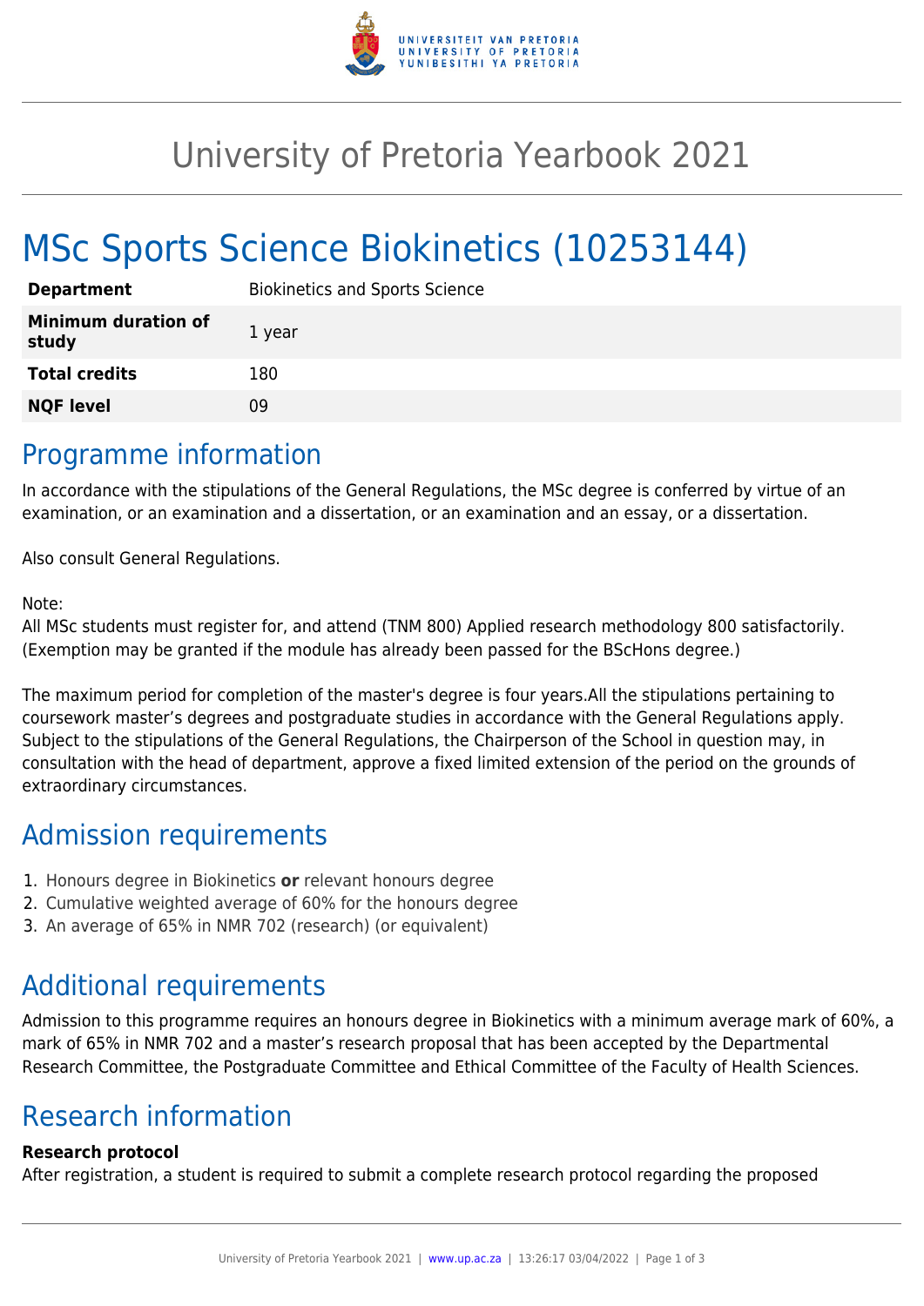# University of Pretoria Yearbook 2021

# MSc Sports Science Biokinetics (10253144)

| | |
|---|---|
| **Department** | Biokinetics and Sports Science |
| **Minimum duration of study** | 1 year |
| **Total credits** | 180 |
| **NQF level** | 09 |

## Programme information

In accordance with the stipulations of the General Regulations, the MSc degree is conferred by virtue of an examination, or an examination and a dissertation, or an examination and an essay, or a dissertation.

Also consult General Regulations.

Note:
All MSc students must register for, and attend (TNM 800) Applied research methodology 800 satisfactorily. (Exemption may be granted if the module has already been passed for the BScHons degree.)

The maximum period for completion of the master's degree is four years.All the stipulations pertaining to coursework master's degrees and postgraduate studies in accordance with the General Regulations apply. Subject to the stipulations of the General Regulations, the Chairperson of the School in question may, in consultation with the head of department, approve a fixed limited extension of the period on the grounds of extraordinary circumstances.

## Admission requirements

1. Honours degree in Biokinetics **or** relevant honours degree
2. Cumulative weighted average of 60% for the honours degree
3. An average of 65% in NMR 702 (research) (or equivalent)

## Additional requirements

Admission to this programme requires an honours degree in Biokinetics with a minimum average mark of 60%, a mark of 65% in NMR 702 and a master's research proposal that has been accepted by the Departmental Research Committee, the Postgraduate Committee and Ethical Committee of the Faculty of Health Sciences.

## Research information

**Research protocol**
After registration, a student is required to submit a complete research protocol regarding the proposed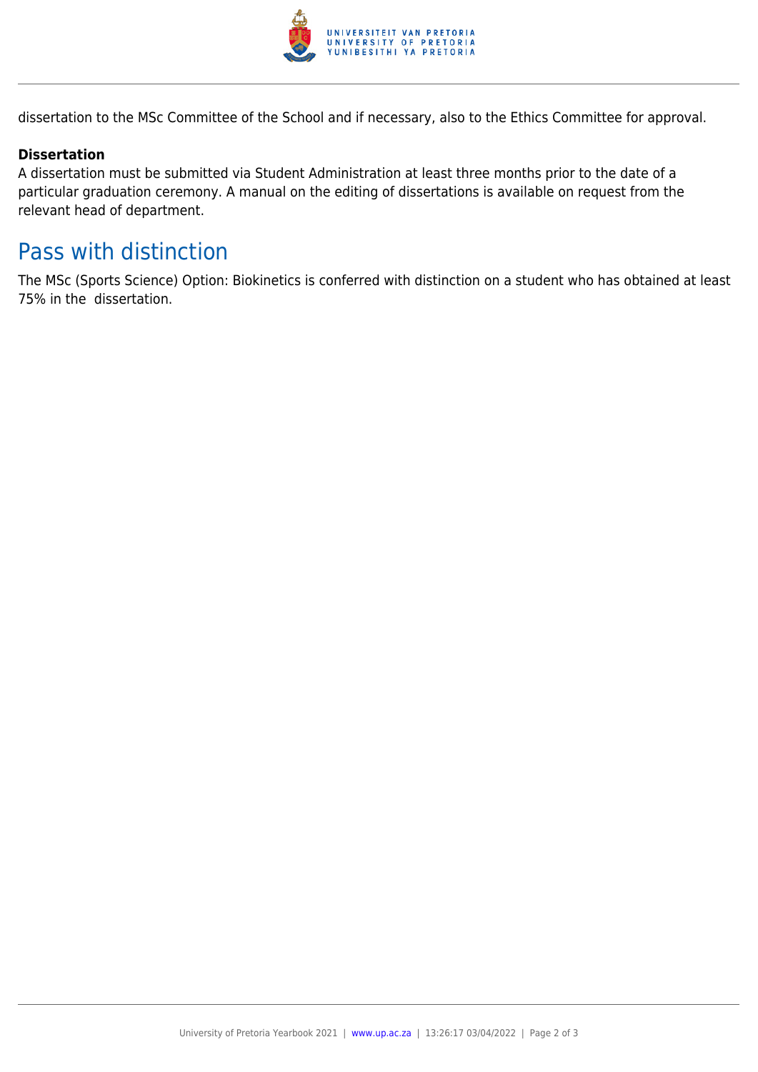dissertation to the MSc Committee of the School and if necessary, also to the Ethics Committee for approval.

**Dissertation**

A dissertation must be submitted via Student Administration at least three months prior to the date of a particular graduation ceremony. A manual on the editing of dissertations is available on request from the relevant head of department.

## Pass with distinction

The MSc (Sports Science) Option: Biokinetics is conferred with distinction on a student who has obtained at least 75% in the dissertation.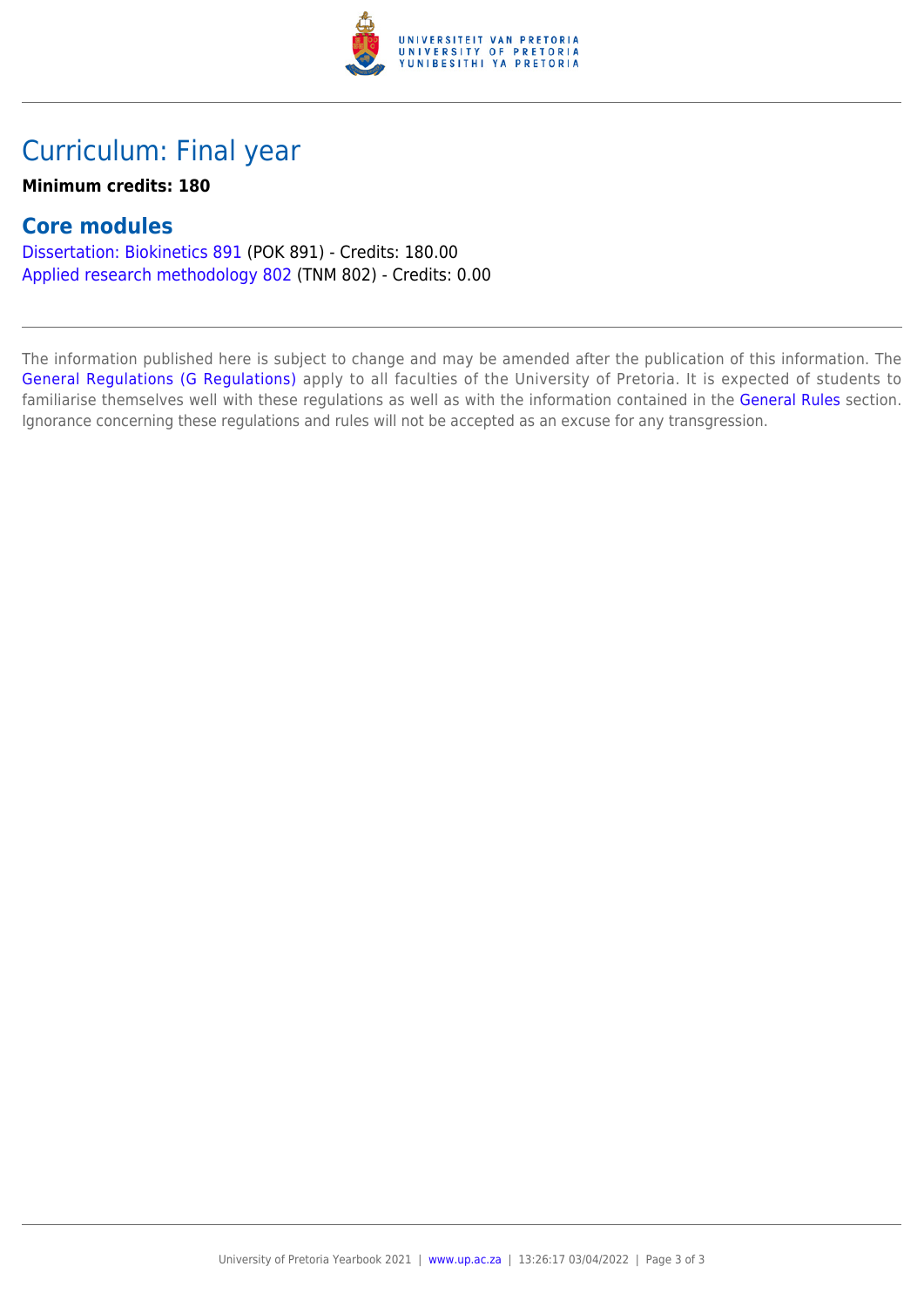# Curriculum: Final year

**Minimum credits: 180**

## Core modules

Dissertation: Biokinetics 891 (POK 891) - Credits: 180.00
Applied research methodology 802 (TNM 802) - Credits: 0.00

The information published here is subject to change and may be amended after the publication of this information. The General Regulations (G Regulations) apply to all faculties of the University of Pretoria. It is expected of students to familiarise themselves well with these regulations as well as with the information contained in the General Rules section. Ignorance concerning these regulations and rules will not be accepted as an excuse for any transgression.